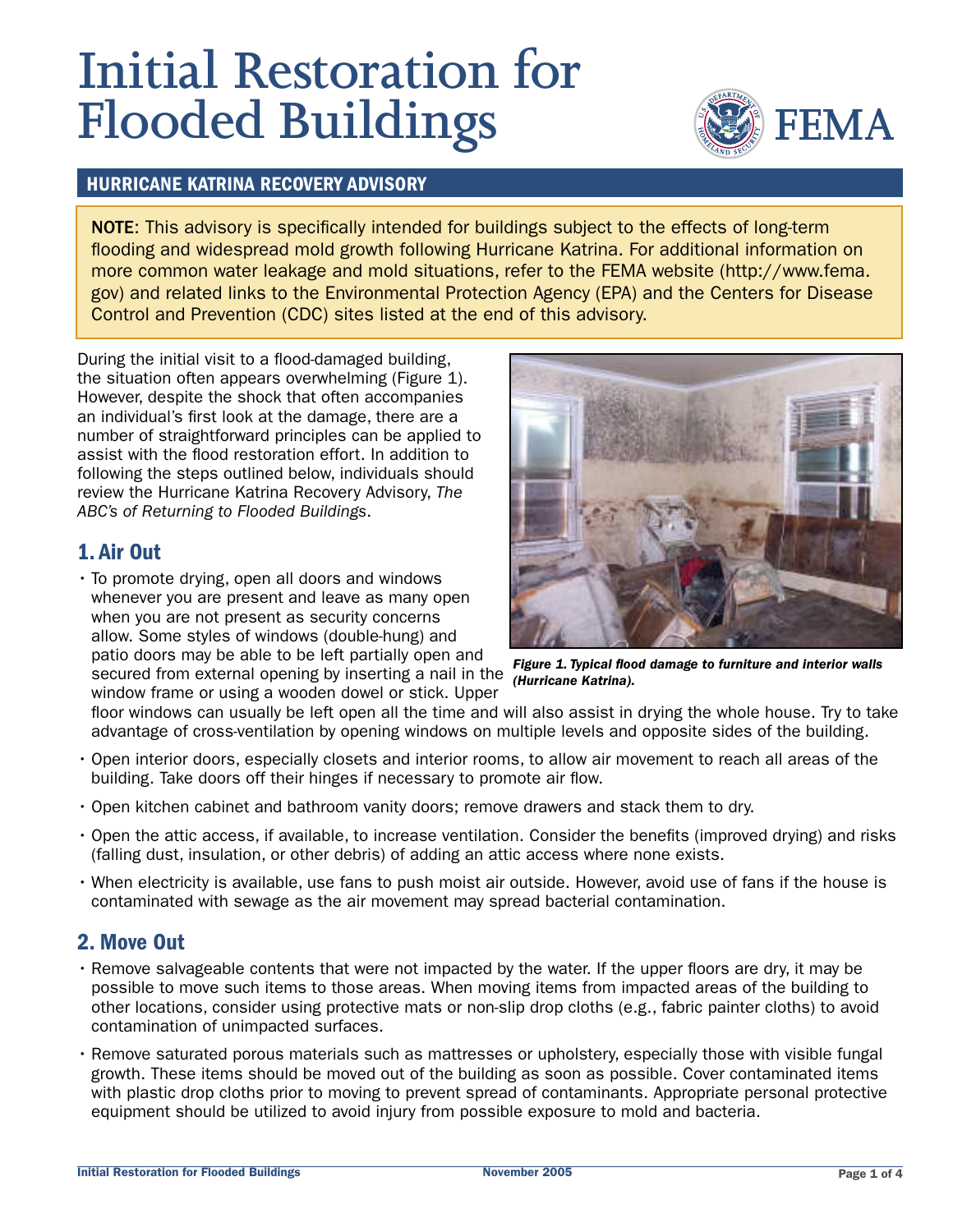# Initial Restoration for Flooded Buildings

FEMA

## HURRICANE KATRINA RECOVERY ADVISORY

**NOTE**: This advisory is specifically intended for buildings subject to the effects of long-term flooding and widespread mold growth following Hurricane Katrina. For additional information on more common water leakage and mold situations, refer to the FEMA website (http://www.fema.gov) and related links to the Environmental Protection Agency (EPA) and the Centers for Disease Control and Prevention (CDC) sites listed at the end of this advisory.

During the initial visit to a flood-damaged building, the situation often appears overwhelming (Figure 1). However, despite the shock that often accompanies an individual's first look at the damage, there are a number of straightforward principles can be applied to assist with the flood restoration effort. In addition to following the steps outlined below, individuals should review the Hurricane Katrina Recovery Advisory, *The ABC's of Returning to Flooded Buildings*.

***Figure 1. Typical flood damage to furniture and interior walls (Hurricane Katrina).***

## 1. Air Out

- To promote drying, open all doors and windows whenever you are present and leave as many open when you are not present as security concerns allow. Some styles of windows (double-hung) and patio doors may be able to be left partially open and secured from external opening by inserting a nail in the window frame or using a wooden dowel or stick. Upper floor windows can usually be left open all the time and will also assist in drying the whole house. Try to take advantage of cross-ventilation by opening windows on multiple levels and opposite sides of the building.
- Open interior doors, especially closets and interior rooms, to allow air movement to reach all areas of the building. Take doors off their hinges if necessary to promote air flow.
- Open kitchen cabinet and bathroom vanity doors; remove drawers and stack them to dry.
- Open the attic access, if available, to increase ventilation. Consider the benefits (improved drying) and risks (falling dust, insulation, or other debris) of adding an attic access where none exists.
- When electricity is available, use fans to push moist air outside. However, avoid use of fans if the house is contaminated with sewage as the air movement may spread bacterial contamination.

## 2. Move Out

- Remove salvageable contents that were not impacted by the water. If the upper floors are dry, it may be possible to move such items to those areas. When moving items from impacted areas of the building to other locations, consider using protective mats or non-slip drop cloths (e.g., fabric painter cloths) to avoid contamination of unimpacted surfaces.
- Remove saturated porous materials such as mattresses or upholstery, especially those with visible fungal growth. These items should be moved out of the building as soon as possible. Cover contaminated items with plastic drop cloths prior to moving to prevent spread of contaminants. Appropriate personal protective equipment should be utilized to avoid injury from possible exposure to mold and bacteria.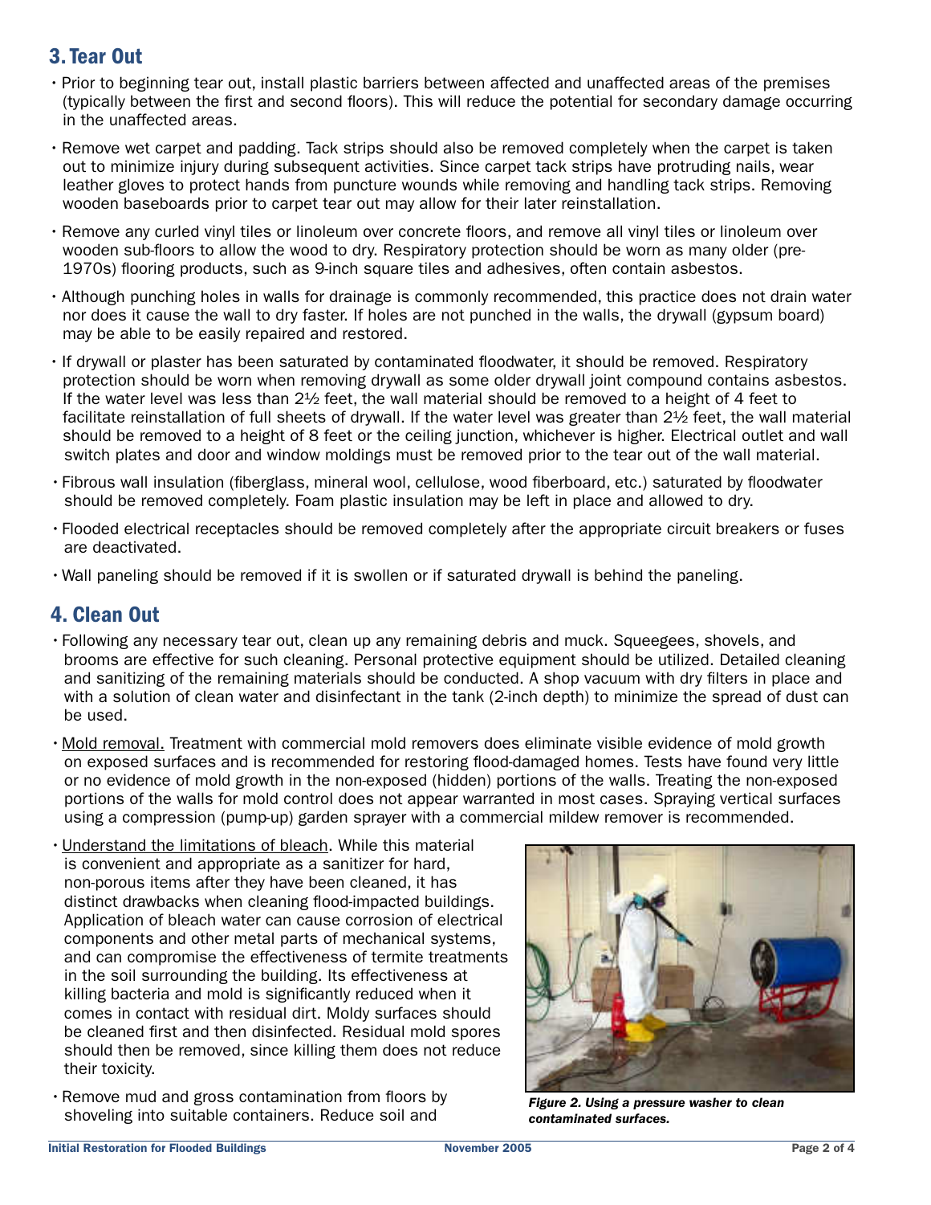## 3. Tear Out

- Prior to beginning tear out, install plastic barriers between affected and unaffected areas of the premises (typically between the first and second floors). This will reduce the potential for secondary damage occurring in the unaffected areas.
- Remove wet carpet and padding. Tack strips should also be removed completely when the carpet is taken out to minimize injury during subsequent activities. Since carpet tack strips have protruding nails, wear leather gloves to protect hands from puncture wounds while removing and handling tack strips. Removing wooden baseboards prior to carpet tear out may allow for their later reinstallation.
- Remove any curled vinyl tiles or linoleum over concrete floors, and remove all vinyl tiles or linoleum over wooden sub-floors to allow the wood to dry. Respiratory protection should be worn as many older (pre-1970s) flooring products, such as 9-inch square tiles and adhesives, often contain asbestos.
- Although punching holes in walls for drainage is commonly recommended, this practice does not drain water nor does it cause the wall to dry faster. If holes are not punched in the walls, the drywall (gypsum board) may be able to be easily repaired and restored.
- If drywall or plaster has been saturated by contaminated floodwater, it should be removed. Respiratory protection should be worn when removing drywall as some older drywall joint compound contains asbestos. If the water level was less than 2½ feet, the wall material should be removed to a height of 4 feet to facilitate reinstallation of full sheets of drywall. If the water level was greater than 2½ feet, the wall material should be removed to a height of 8 feet or the ceiling junction, whichever is higher. Electrical outlet and wall switch plates and door and window moldings must be removed prior to the tear out of the wall material.
- Fibrous wall insulation (fiberglass, mineral wool, cellulose, wood fiberboard, etc.) saturated by floodwater should be removed completely. Foam plastic insulation may be left in place and allowed to dry.
- Flooded electrical receptacles should be removed completely after the appropriate circuit breakers or fuses are deactivated.
- Wall paneling should be removed if it is swollen or if saturated drywall is behind the paneling.

## 4. Clean Out

- Following any necessary tear out, clean up any remaining debris and muck. Squeegees, shovels, and brooms are effective for such cleaning. Personal protective equipment should be utilized. Detailed cleaning and sanitizing of the remaining materials should be conducted. A shop vacuum with dry filters in place and with a solution of clean water and disinfectant in the tank (2-inch depth) to minimize the spread of dust can be used.
- Mold removal. Treatment with commercial mold removers does eliminate visible evidence of mold growth on exposed surfaces and is recommended for restoring flood-damaged homes. Tests have found very little or no evidence of mold growth in the non-exposed (hidden) portions of the walls. Treating the non-exposed portions of the walls for mold control does not appear warranted in most cases. Spraying vertical surfaces using a compression (pump-up) garden sprayer with a commercial mildew remover is recommended.
- Understand the limitations of bleach. While this material is convenient and appropriate as a sanitizer for hard, non-porous items after they have been cleaned, it has distinct drawbacks when cleaning flood-impacted buildings. Application of bleach water can cause corrosion of electrical components and other metal parts of mechanical systems, and can compromise the effectiveness of termite treatments in the soil surrounding the building. Its effectiveness at killing bacteria and mold is significantly reduced when it comes in contact with residual dirt. Moldy surfaces should be cleaned first and then disinfected. Residual mold spores should then be removed, since killing them does not reduce their toxicity.
- Remove mud and gross contamination from floors by shoveling into suitable containers. Reduce soil and

*Figure 2. Using a pressure washer to clean contaminated surfaces.*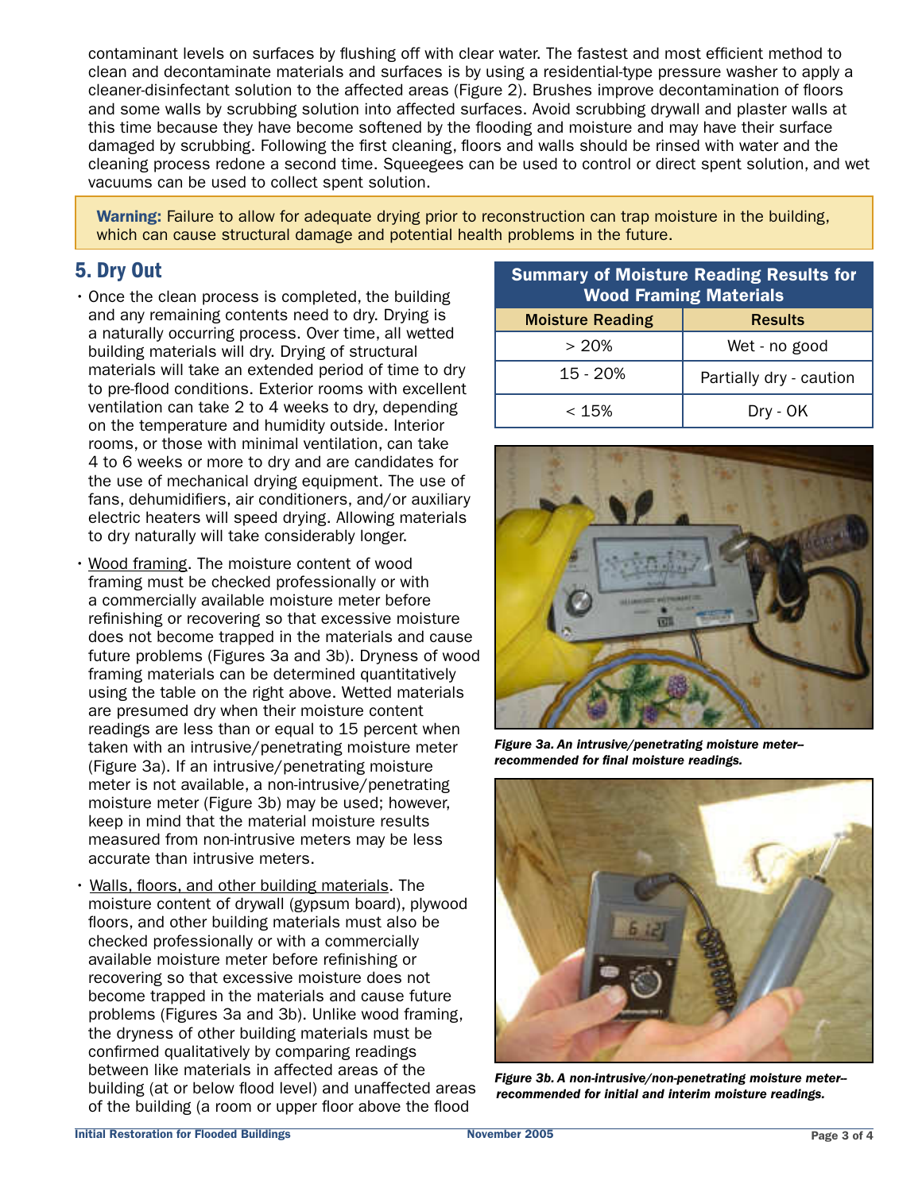contaminant levels on surfaces by flushing off with clear water. The fastest and most efficient method to clean and decontaminate materials and surfaces is by using a residential-type pressure washer to apply a cleaner-disinfectant solution to the affected areas (Figure 2). Brushes improve decontamination of floors and some walls by scrubbing solution into affected surfaces. Avoid scrubbing drywall and plaster walls at this time because they have become softened by the flooding and moisture and may have their surface damaged by scrubbing. Following the first cleaning, floors and walls should be rinsed with water and the cleaning process redone a second time. Squeegees can be used to control or direct spent solution, and wet vacuums can be used to collect spent solution.

> **Warning:** Failure to allow for adequate drying prior to reconstruction can trap moisture in the building, which can cause structural damage and potential health problems in the future.

## 5. Dry Out

- Once the clean process is completed, the building and any remaining contents need to dry. Drying is a naturally occurring process. Over time, all wetted building materials will dry. Drying of structural materials will take an extended period of time to dry to pre-flood conditions. Exterior rooms with excellent ventilation can take 2 to 4 weeks to dry, depending on the temperature and humidity outside. Interior rooms, or those with minimal ventilation, can take 4 to 6 weeks or more to dry and are candidates for the use of mechanical drying equipment. The use of fans, dehumidifiers, air conditioners, and/or auxiliary electric heaters will speed drying. Allowing materials to dry naturally will take considerably longer.
- Wood framing. The moisture content of wood framing must be checked professionally or with a commercially available moisture meter before refinishing or recovering so that excessive moisture does not become trapped in the materials and cause future problems (Figures 3a and 3b). Dryness of wood framing materials can be determined quantitatively using the table on the right above. Wetted materials are presumed dry when their moisture content readings are less than or equal to 15 percent when taken with an intrusive/penetrating moisture meter (Figure 3a). If an intrusive/penetrating moisture meter is not available, a non-intrusive/penetrating moisture meter (Figure 3b) may be used; however, keep in mind that the material moisture results measured from non-intrusive meters may be less accurate than intrusive meters.
- Walls, floors, and other building materials. The moisture content of drywall (gypsum board), plywood floors, and other building materials must also be checked professionally or with a commercially available moisture meter before refinishing or recovering so that excessive moisture does not become trapped in the materials and cause future problems (Figures 3a and 3b). Unlike wood framing, the dryness of other building materials must be confirmed qualitatively by comparing readings between like materials in affected areas of the building (at or below flood level) and unaffected areas of the building (a room or upper floor above the flood

**Summary of Moisture Reading Results for Wood Framing Materials**

| Moisture Reading | Results |
|---|---|
| > 20% | Wet - no good |
| 15 - 20% | Partially dry - caution |
| < 15% | Dry - OK |

*Figure 3a. An intrusive/penetrating moisture meter–recommended for final moisture readings.*

*Figure 3b. A non-intrusive/non-penetrating moisture meter–recommended for initial and interim moisture readings.*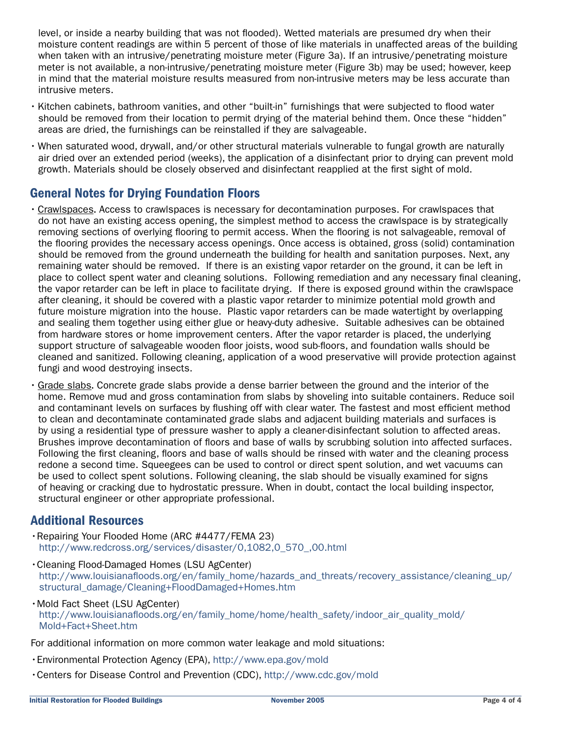level, or inside a nearby building that was not flooded). Wetted materials are presumed dry when their moisture content readings are within 5 percent of those of like materials in unaffected areas of the building when taken with an intrusive/penetrating moisture meter (Figure 3a). If an intrusive/penetrating moisture meter is not available, a non-intrusive/penetrating moisture meter (Figure 3b) may be used; however, keep in mind that the material moisture results measured from non-intrusive meters may be less accurate than intrusive meters.

- Kitchen cabinets, bathroom vanities, and other "built-in" furnishings that were subjected to flood water should be removed from their location to permit drying of the material behind them. Once these "hidden" areas are dried, the furnishings can be reinstalled if they are salvageable.
- When saturated wood, drywall, and/or other structural materials vulnerable to fungal growth are naturally air dried over an extended period (weeks), the application of a disinfectant prior to drying can prevent mold growth. Materials should be closely observed and disinfectant reapplied at the first sight of mold.

## General Notes for Drying Foundation Floors

- Crawlspaces. Access to crawlspaces is necessary for decontamination purposes. For crawlspaces that do not have an existing access opening, the simplest method to access the crawlspace is by strategically removing sections of overlying flooring to permit access. When the flooring is not salvageable, removal of the flooring provides the necessary access openings. Once access is obtained, gross (solid) contamination should be removed from the ground underneath the building for health and sanitation purposes. Next, any remaining water should be removed. If there is an existing vapor retarder on the ground, it can be left in place to collect spent water and cleaning solutions. Following remediation and any necessary final cleaning, the vapor retarder can be left in place to facilitate drying. If there is exposed ground within the crawlspace after cleaning, it should be covered with a plastic vapor retarder to minimize potential mold growth and future moisture migration into the house. Plastic vapor retarders can be made watertight by overlapping and sealing them together using either glue or heavy-duty adhesive. Suitable adhesives can be obtained from hardware stores or home improvement centers. After the vapor retarder is placed, the underlying support structure of salvageable wooden floor joists, wood sub-floors, and foundation walls should be cleaned and sanitized. Following cleaning, application of a wood preservative will provide protection against fungi and wood destroying insects.
- Grade slabs. Concrete grade slabs provide a dense barrier between the ground and the interior of the home. Remove mud and gross contamination from slabs by shoveling into suitable containers. Reduce soil and contaminant levels on surfaces by flushing off with clear water. The fastest and most efficient method to clean and decontaminate contaminated grade slabs and adjacent building materials and surfaces is by using a residential type of pressure washer to apply a cleaner-disinfectant solution to affected areas. Brushes improve decontamination of floors and base of walls by scrubbing solution into affected surfaces. Following the first cleaning, floors and base of walls should be rinsed with water and the cleaning process redone a second time. Squeegees can be used to control or direct spent solution, and wet vacuums can be used to collect spent solutions. Following cleaning, the slab should be visually examined for signs of heaving or cracking due to hydrostatic pressure. When in doubt, contact the local building inspector, structural engineer or other appropriate professional.

## Additional Resources

- Repairing Your Flooded Home (ARC #4477/FEMA 23)
  http://www.redcross.org/services/disaster/0,1082,0_570_,00.html
- Cleaning Flood-Damaged Homes (LSU AgCenter)
  http://www.louisianafloods.org/en/family_home/hazards_and_threats/recovery_assistance/cleaning_up/structural_damage/Cleaning+FloodDamaged+Homes.htm
- Mold Fact Sheet (LSU AgCenter)
  http://www.louisianafloods.org/en/family_home/home/health_safety/indoor_air_quality_mold/Mold+Fact+Sheet.htm

For additional information on more common water leakage and mold situations:

- Environmental Protection Agency (EPA), http://www.epa.gov/mold
- Centers for Disease Control and Prevention (CDC), http://www.cdc.gov/mold